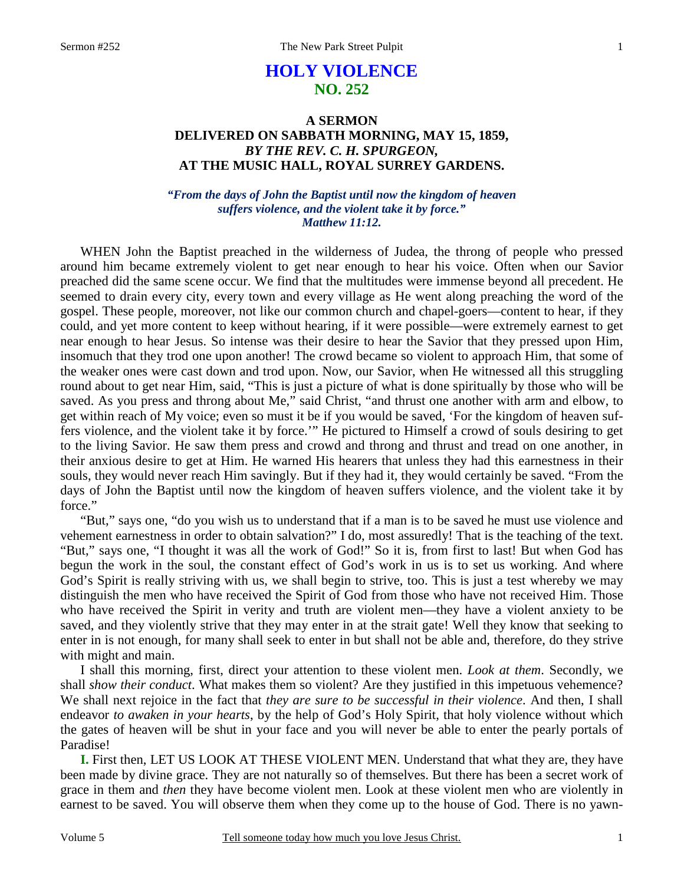# HOLY VIOLENCE
## NO. 252

### A SERMON
### DELIVERED ON SABBATH MORNING, MAY 15, 1859,
### *BY THE REV. C. H. SPURGEON,*
### AT THE MUSIC HALL, ROYAL SURREY GARDENS.

***"From the days of John the Baptist until now the kingdom of heaven suffers violence, and the violent take it by force." Matthew 11:12.***

WHEN John the Baptist preached in the wilderness of Judea, the throng of people who pressed around him became extremely violent to get near enough to hear his voice. Often when our Savior preached did the same scene occur. We find that the multitudes were immense beyond all precedent. He seemed to drain every city, every town and every village as He went along preaching the word of the gospel. These people, moreover, not like our common church and chapel-goers—content to hear, if they could, and yet more content to keep without hearing, if it were possible—were extremely earnest to get near enough to hear Jesus. So intense was their desire to hear the Savior that they pressed upon Him, insomuch that they trod one upon another! The crowd became so violent to approach Him, that some of the weaker ones were cast down and trod upon. Now, our Savior, when He witnessed all this struggling round about to get near Him, said, "This is just a picture of what is done spiritually by those who will be saved. As you press and throng about Me," said Christ, "and thrust one another with arm and elbow, to get within reach of My voice; even so must it be if you would be saved, 'For the kingdom of heaven suffers violence, and the violent take it by force.'" He pictured to Himself a crowd of souls desiring to get to the living Savior. He saw them press and crowd and throng and thrust and tread on one another, in their anxious desire to get at Him. He warned His hearers that unless they had this earnestness in their souls, they would never reach Him savingly. But if they had it, they would certainly be saved. "From the days of John the Baptist until now the kingdom of heaven suffers violence, and the violent take it by force."

"But," says one, "do you wish us to understand that if a man is to be saved he must use violence and vehement earnestness in order to obtain salvation?" I do, most assuredly! That is the teaching of the text. "But," says one, "I thought it was all the work of God!" So it is, from first to last! But when God has begun the work in the soul, the constant effect of God's work in us is to set us working. And where God's Spirit is really striving with us, we shall begin to strive, too. This is just a test whereby we may distinguish the men who have received the Spirit of God from those who have not received Him. Those who have received the Spirit in verity and truth are violent men—they have a violent anxiety to be saved, and they violently strive that they may enter in at the strait gate! Well they know that seeking to enter in is not enough, for many shall seek to enter in but shall not be able and, therefore, do they strive with might and main.

I shall this morning, first, direct your attention to these violent men. *Look at them*. Secondly, we shall *show their conduct*. What makes them so violent? Are they justified in this impetuous vehemence? We shall next rejoice in the fact that *they are sure to be successful in their violence*. And then, I shall endeavor *to awaken in your hearts*, by the help of God's Holy Spirit, that holy violence without which the gates of heaven will be shut in your face and you will never be able to enter the pearly portals of Paradise!

**I.** First then, LET US LOOK AT THESE VIOLENT MEN. Understand that what they are, they have been made by divine grace. They are not naturally so of themselves. But there has been a secret work of grace in them and *then* they have become violent men. Look at these violent men who are violently in earnest to be saved. You will observe them when they come up to the house of God. There is no yawn-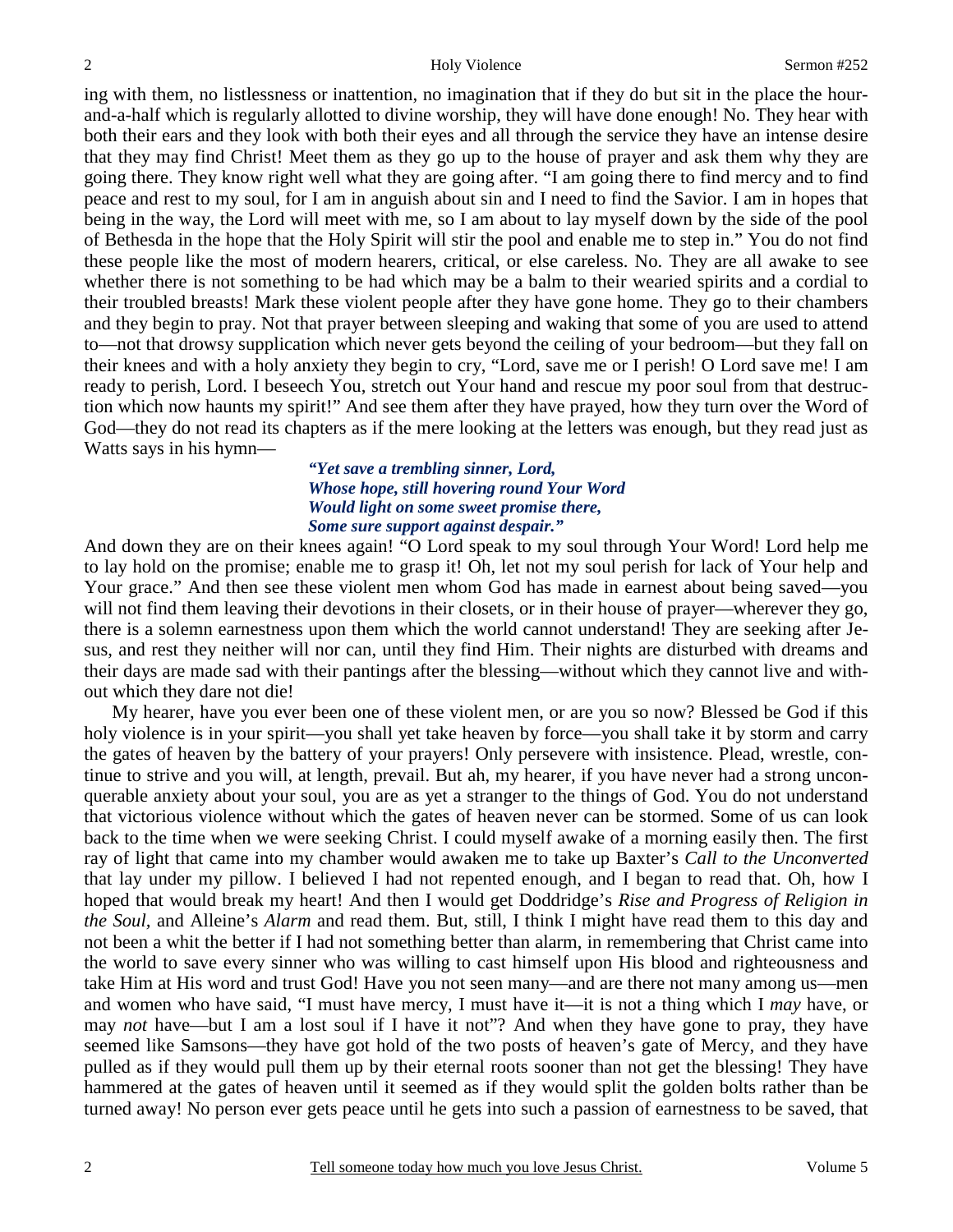ing with them, no listlessness or inattention, no imagination that if they do but sit in the place the hour-and-a-half which is regularly allotted to divine worship, they will have done enough! No. They hear with both their ears and they look with both their eyes and all through the service they have an intense desire that they may find Christ! Meet them as they go up to the house of prayer and ask them why they are going there. They know right well what they are going after. "I am going there to find mercy and to find peace and rest to my soul, for I am in anguish about sin and I need to find the Savior. I am in hopes that being in the way, the Lord will meet with me, so I am about to lay myself down by the side of the pool of Bethesda in the hope that the Holy Spirit will stir the pool and enable me to step in." You do not find these people like the most of modern hearers, critical, or else careless. No. They are all awake to see whether there is not something to be had which may be a balm to their wearied spirits and a cordial to their troubled breasts! Mark these violent people after they have gone home. They go to their chambers and they begin to pray. Not that prayer between sleeping and waking that some of you are used to attend to—not that drowsy supplication which never gets beyond the ceiling of your bedroom—but they fall on their knees and with a holy anxiety they begin to cry, "Lord, save me or I perish! O Lord save me! I am ready to perish, Lord. I beseech You, stretch out Your hand and rescue my poor soul from that destruction which now haunts my spirit!" And see them after they have prayed, how they turn over the Word of God—they do not read its chapters as if the mere looking at the letters was enough, but they read just as Watts says in his hymn—

> ***"Yet save a trembling sinner, Lord,***
> ***Whose hope, still hovering round Your Word***
> ***Would light on some sweet promise there,***
> ***Some sure support against despair."***

And down they are on their knees again! "O Lord speak to my soul through Your Word! Lord help me to lay hold on the promise; enable me to grasp it! Oh, let not my soul perish for lack of Your help and Your grace." And then see these violent men whom God has made in earnest about being saved—you will not find them leaving their devotions in their closets, or in their house of prayer—wherever they go, there is a solemn earnestness upon them which the world cannot understand! They are seeking after Jesus, and rest they neither will nor can, until they find Him. Their nights are disturbed with dreams and their days are made sad with their pantings after the blessing—without which they cannot live and without which they dare not die!

My hearer, have you ever been one of these violent men, or are you so now? Blessed be God if this holy violence is in your spirit—you shall yet take heaven by force—you shall take it by storm and carry the gates of heaven by the battery of your prayers! Only persevere with insistence. Plead, wrestle, continue to strive and you will, at length, prevail. But ah, my hearer, if you have never had a strong unconquerable anxiety about your soul, you are as yet a stranger to the things of God. You do not understand that victorious violence without which the gates of heaven never can be stormed. Some of us can look back to the time when we were seeking Christ. I could myself awake of a morning easily then. The first ray of light that came into my chamber would awaken me to take up Baxter's *Call to the Unconverted* that lay under my pillow. I believed I had not repented enough, and I began to read that. Oh, how I hoped that would break my heart! And then I would get Doddridge's *Rise and Progress of Religion in the Soul,* and Alleine's *Alarm* and read them. But, still, I think I might have read them to this day and not been a whit the better if I had not something better than alarm, in remembering that Christ came into the world to save every sinner who was willing to cast himself upon His blood and righteousness and take Him at His word and trust God! Have you not seen many—and are there not many among us—men and women who have said, "I must have mercy, I must have it—it is not a thing which I *may* have, or may *not* have—but I am a lost soul if I have it not"? And when they have gone to pray, they have seemed like Samsons—they have got hold of the two posts of heaven's gate of Mercy, and they have pulled as if they would pull them up by their eternal roots sooner than not get the blessing! They have hammered at the gates of heaven until it seemed as if they would split the golden bolts rather than be turned away! No person ever gets peace until he gets into such a passion of earnestness to be saved, that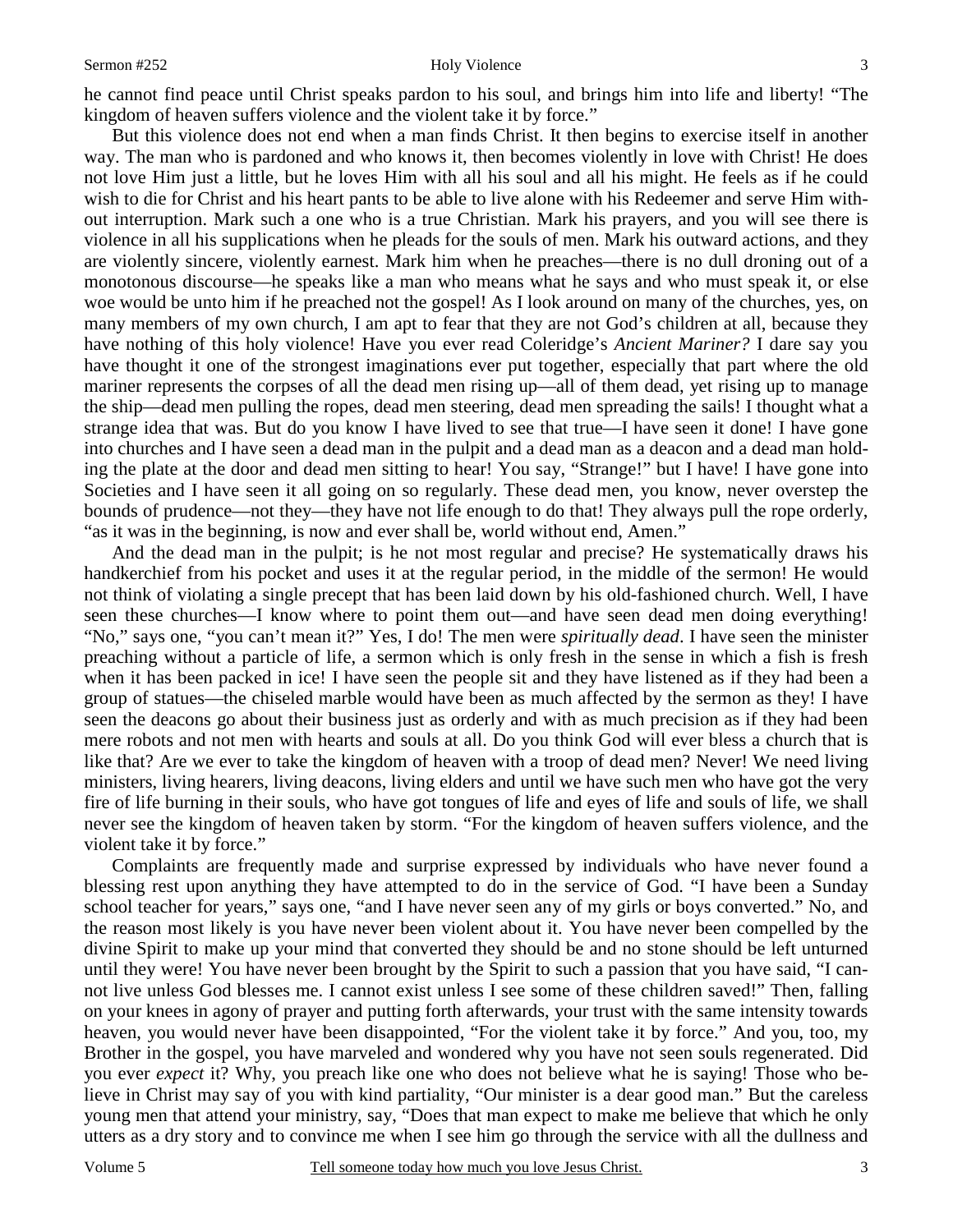he cannot find peace until Christ speaks pardon to his soul, and brings him into life and liberty! "The kingdom of heaven suffers violence and the violent take it by force."

But this violence does not end when a man finds Christ. It then begins to exercise itself in another way. The man who is pardoned and who knows it, then becomes violently in love with Christ! He does not love Him just a little, but he loves Him with all his soul and all his might. He feels as if he could wish to die for Christ and his heart pants to be able to live alone with his Redeemer and serve Him without interruption. Mark such a one who is a true Christian. Mark his prayers, and you will see there is violence in all his supplications when he pleads for the souls of men. Mark his outward actions, and they are violently sincere, violently earnest. Mark him when he preaches—there is no dull droning out of a monotonous discourse—he speaks like a man who means what he says and who must speak it, or else woe would be unto him if he preached not the gospel! As I look around on many of the churches, yes, on many members of my own church, I am apt to fear that they are not God's children at all, because they have nothing of this holy violence! Have you ever read Coleridge's *Ancient Mariner?* I dare say you have thought it one of the strongest imaginations ever put together, especially that part where the old mariner represents the corpses of all the dead men rising up—all of them dead, yet rising up to manage the ship—dead men pulling the ropes, dead men steering, dead men spreading the sails! I thought what a strange idea that was. But do you know I have lived to see that true—I have seen it done! I have gone into churches and I have seen a dead man in the pulpit and a dead man as a deacon and a dead man holding the plate at the door and dead men sitting to hear! You say, "Strange!" but I have! I have gone into Societies and I have seen it all going on so regularly. These dead men, you know, never overstep the bounds of prudence—not they—they have not life enough to do that! They always pull the rope orderly, "as it was in the beginning, is now and ever shall be, world without end, Amen."

And the dead man in the pulpit; is he not most regular and precise? He systematically draws his handkerchief from his pocket and uses it at the regular period, in the middle of the sermon! He would not think of violating a single precept that has been laid down by his old-fashioned church. Well, I have seen these churches—I know where to point them out—and have seen dead men doing everything! "No," says one, "you can't mean it?" Yes, I do! The men were *spiritually dead*. I have seen the minister preaching without a particle of life, a sermon which is only fresh in the sense in which a fish is fresh when it has been packed in ice! I have seen the people sit and they have listened as if they had been a group of statues—the chiseled marble would have been as much affected by the sermon as they! I have seen the deacons go about their business just as orderly and with as much precision as if they had been mere robots and not men with hearts and souls at all. Do you think God will ever bless a church that is like that? Are we ever to take the kingdom of heaven with a troop of dead men? Never! We need living ministers, living hearers, living deacons, living elders and until we have such men who have got the very fire of life burning in their souls, who have got tongues of life and eyes of life and souls of life, we shall never see the kingdom of heaven taken by storm. "For the kingdom of heaven suffers violence, and the violent take it by force."

Complaints are frequently made and surprise expressed by individuals who have never found a blessing rest upon anything they have attempted to do in the service of God. "I have been a Sunday school teacher for years," says one, "and I have never seen any of my girls or boys converted." No, and the reason most likely is you have never been violent about it. You have never been compelled by the divine Spirit to make up your mind that converted they should be and no stone should be left unturned until they were! You have never been brought by the Spirit to such a passion that you have said, "I cannot live unless God blesses me. I cannot exist unless I see some of these children saved!" Then, falling on your knees in agony of prayer and putting forth afterwards, your trust with the same intensity towards heaven, you would never have been disappointed, "For the violent take it by force." And you, too, my Brother in the gospel, you have marveled and wondered why you have not seen souls regenerated. Did you ever *expect* it? Why, you preach like one who does not believe what he is saying! Those who believe in Christ may say of you with kind partiality, "Our minister is a dear good man." But the careless young men that attend your ministry, say, "Does that man expect to make me believe that which he only utters as a dry story and to convince me when I see him go through the service with all the dullness and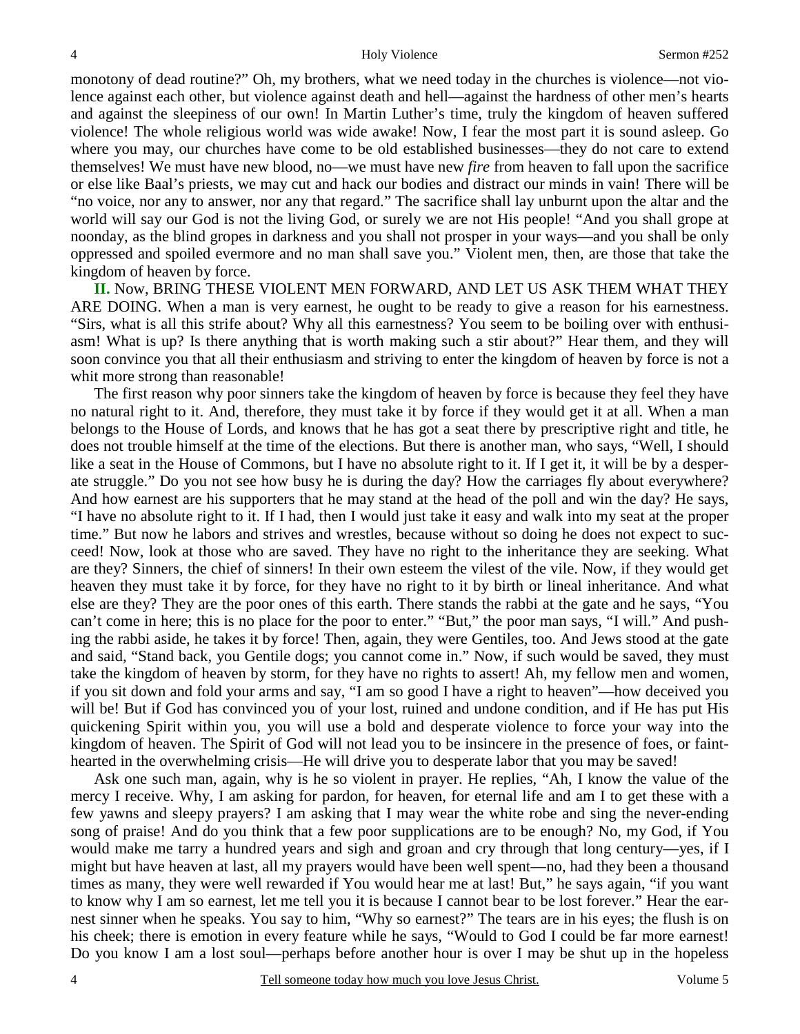monotony of dead routine?" Oh, my brothers, what we need today in the churches is violence—not violence against each other, but violence against death and hell—against the hardness of other men's hearts and against the sleepiness of our own! In Martin Luther's time, truly the kingdom of heaven suffered violence! The whole religious world was wide awake! Now, I fear the most part it is sound asleep. Go where you may, our churches have come to be old established businesses—they do not care to extend themselves! We must have new blood, no—we must have new *fire* from heaven to fall upon the sacrifice or else like Baal's priests, we may cut and hack our bodies and distract our minds in vain! There will be "no voice, nor any to answer, nor any that regard." The sacrifice shall lay unburnt upon the altar and the world will say our God is not the living God, or surely we are not His people! "And you shall grope at noonday, as the blind gropes in darkness and you shall not prosper in your ways—and you shall be only oppressed and spoiled evermore and no man shall save you." Violent men, then, are those that take the kingdom of heaven by force.

**II.** Now, BRING THESE VIOLENT MEN FORWARD, AND LET US ASK THEM WHAT THEY ARE DOING. When a man is very earnest, he ought to be ready to give a reason for his earnestness. "Sirs, what is all this strife about? Why all this earnestness? You seem to be boiling over with enthusiasm! What is up? Is there anything that is worth making such a stir about?" Hear them, and they will soon convince you that all their enthusiasm and striving to enter the kingdom of heaven by force is not a whit more strong than reasonable!

The first reason why poor sinners take the kingdom of heaven by force is because they feel they have no natural right to it. And, therefore, they must take it by force if they would get it at all. When a man belongs to the House of Lords, and knows that he has got a seat there by prescriptive right and title, he does not trouble himself at the time of the elections. But there is another man, who says, "Well, I should like a seat in the House of Commons, but I have no absolute right to it. If I get it, it will be by a desperate struggle." Do you not see how busy he is during the day? How the carriages fly about everywhere? And how earnest are his supporters that he may stand at the head of the poll and win the day? He says, "I have no absolute right to it. If I had, then I would just take it easy and walk into my seat at the proper time." But now he labors and strives and wrestles, because without so doing he does not expect to succeed! Now, look at those who are saved. They have no right to the inheritance they are seeking. What are they? Sinners, the chief of sinners! In their own esteem the vilest of the vile. Now, if they would get heaven they must take it by force, for they have no right to it by birth or lineal inheritance. And what else are they? They are the poor ones of this earth. There stands the rabbi at the gate and he says, "You can't come in here; this is no place for the poor to enter." "But," the poor man says, "I will." And pushing the rabbi aside, he takes it by force! Then, again, they were Gentiles, too. And Jews stood at the gate and said, "Stand back, you Gentile dogs; you cannot come in." Now, if such would be saved, they must take the kingdom of heaven by storm, for they have no rights to assert! Ah, my fellow men and women, if you sit down and fold your arms and say, "I am so good I have a right to heaven"—how deceived you will be! But if God has convinced you of your lost, ruined and undone condition, and if He has put His quickening Spirit within you, you will use a bold and desperate violence to force your way into the kingdom of heaven. The Spirit of God will not lead you to be insincere in the presence of foes, or faint-hearted in the overwhelming crisis—He will drive you to desperate labor that you may be saved!

Ask one such man, again, why is he so violent in prayer. He replies, "Ah, I know the value of the mercy I receive. Why, I am asking for pardon, for heaven, for eternal life and am I to get these with a few yawns and sleepy prayers? I am asking that I may wear the white robe and sing the never-ending song of praise! And do you think that a few poor supplications are to be enough? No, my God, if You would make me tarry a hundred years and sigh and groan and cry through that long century—yes, if I might but have heaven at last, all my prayers would have been well spent—no, had they been a thousand times as many, they were well rewarded if You would hear me at last! But," he says again, "if you want to know why I am so earnest, let me tell you it is because I cannot bear to be lost forever." Hear the earnest sinner when he speaks. You say to him, "Why so earnest?" The tears are in his eyes; the flush is on his cheek; there is emotion in every feature while he says, "Would to God I could be far more earnest! Do you know I am a lost soul—perhaps before another hour is over I may be shut up in the hopeless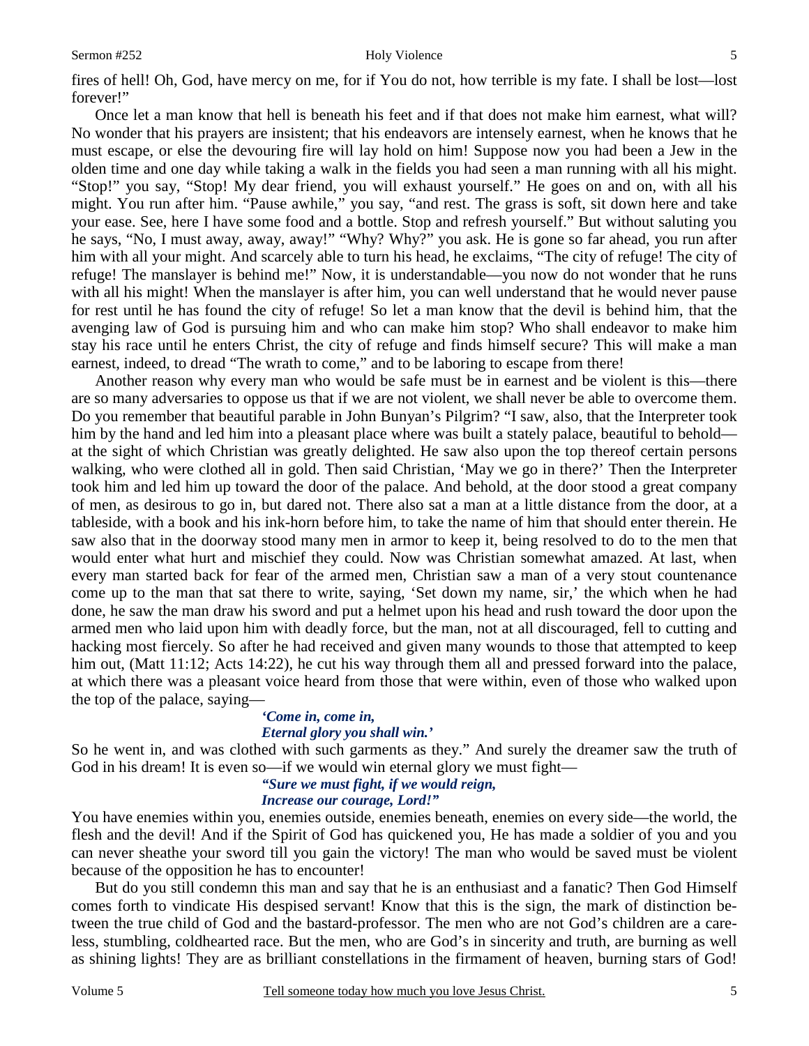fires of hell! Oh, God, have mercy on me, for if You do not, how terrible is my fate. I shall be lost—lost forever!"

Once let a man know that hell is beneath his feet and if that does not make him earnest, what will? No wonder that his prayers are insistent; that his endeavors are intensely earnest, when he knows that he must escape, or else the devouring fire will lay hold on him! Suppose now you had been a Jew in the olden time and one day while taking a walk in the fields you had seen a man running with all his might. "Stop!" you say, "Stop! My dear friend, you will exhaust yourself." He goes on and on, with all his might. You run after him. "Pause awhile," you say, "and rest. The grass is soft, sit down here and take your ease. See, here I have some food and a bottle. Stop and refresh yourself." But without saluting you he says, "No, I must away, away, away!" "Why? Why?" you ask. He is gone so far ahead, you run after him with all your might. And scarcely able to turn his head, he exclaims, "The city of refuge! The city of refuge! The manslayer is behind me!" Now, it is understandable—you now do not wonder that he runs with all his might! When the manslayer is after him, you can well understand that he would never pause for rest until he has found the city of refuge! So let a man know that the devil is behind him, that the avenging law of God is pursuing him and who can make him stop? Who shall endeavor to make him stay his race until he enters Christ, the city of refuge and finds himself secure? This will make a man earnest, indeed, to dread "The wrath to come," and to be laboring to escape from there!

Another reason why every man who would be safe must be in earnest and be violent is this—there are so many adversaries to oppose us that if we are not violent, we shall never be able to overcome them. Do you remember that beautiful parable in John Bunyan's Pilgrim? "I saw, also, that the Interpreter took him by the hand and led him into a pleasant place where was built a stately palace, beautiful to behold—at the sight of which Christian was greatly delighted. He saw also upon the top thereof certain persons walking, who were clothed all in gold. Then said Christian, 'May we go in there?' Then the Interpreter took him and led him up toward the door of the palace. And behold, at the door stood a great company of men, as desirous to go in, but dared not. There also sat a man at a little distance from the door, at a tableside, with a book and his ink-horn before him, to take the name of him that should enter therein. He saw also that in the doorway stood many men in armor to keep it, being resolved to do to the men that would enter what hurt and mischief they could. Now was Christian somewhat amazed. At last, when every man started back for fear of the armed men, Christian saw a man of a very stout countenance come up to the man that sat there to write, saying, 'Set down my name, sir,' the which when he had done, he saw the man draw his sword and put a helmet upon his head and rush toward the door upon the armed men who laid upon him with deadly force, but the man, not at all discouraged, fell to cutting and hacking most fiercely. So after he had received and given many wounds to those that attempted to keep him out, (Matt 11:12; Acts 14:22), he cut his way through them all and pressed forward into the palace, at which there was a pleasant voice heard from those that were within, even of those who walked upon the top of the palace, saying—

> ***'Come in, come in,***
> ***Eternal glory you shall win.'***

So he went in, and was clothed with such garments as they." And surely the dreamer saw the truth of God in his dream! It is even so—if we would win eternal glory we must fight—

> ***"Sure we must fight, if we would reign,***
> ***Increase our courage, Lord!"***

You have enemies within you, enemies outside, enemies beneath, enemies on every side—the world, the flesh and the devil! And if the Spirit of God has quickened you, He has made a soldier of you and you can never sheathe your sword till you gain the victory! The man who would be saved must be violent because of the opposition he has to encounter!

But do you still condemn this man and say that he is an enthusiast and a fanatic? Then God Himself comes forth to vindicate His despised servant! Know that this is the sign, the mark of distinction between the true child of God and the bastard-professor. The men who are not God's children are a careless, stumbling, coldhearted race. But the men, who are God's in sincerity and truth, are burning as well as shining lights! They are as brilliant constellations in the firmament of heaven, burning stars of God!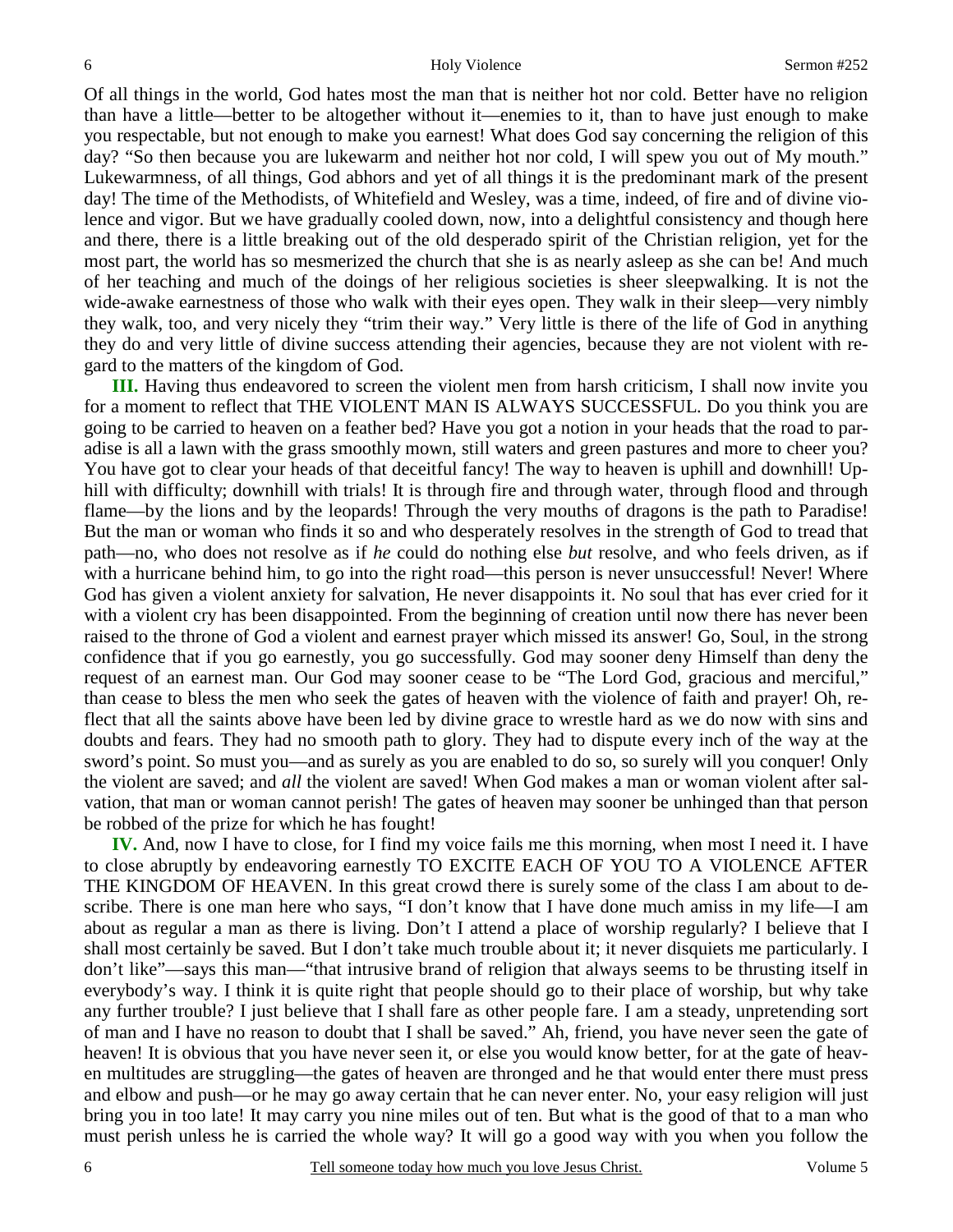Of all things in the world, God hates most the man that is neither hot nor cold. Better have no religion than have a little—better to be altogether without it—enemies to it, than to have just enough to make you respectable, but not enough to make you earnest! What does God say concerning the religion of this day? "So then because you are lukewarm and neither hot nor cold, I will spew you out of My mouth." Lukewarmness, of all things, God abhors and yet of all things it is the predominant mark of the present day! The time of the Methodists, of Whitefield and Wesley, was a time, indeed, of fire and of divine violence and vigor. But we have gradually cooled down, now, into a delightful consistency and though here and there, there is a little breaking out of the old desperado spirit of the Christian religion, yet for the most part, the world has so mesmerized the church that she is as nearly asleep as she can be! And much of her teaching and much of the doings of her religious societies is sheer sleepwalking. It is not the wide-awake earnestness of those who walk with their eyes open. They walk in their sleep—very nimbly they walk, too, and very nicely they "trim their way." Very little is there of the life of God in anything they do and very little of divine success attending their agencies, because they are not violent with regard to the matters of the kingdom of God.

**III.** Having thus endeavored to screen the violent men from harsh criticism, I shall now invite you for a moment to reflect that THE VIOLENT MAN IS ALWAYS SUCCESSFUL. Do you think you are going to be carried to heaven on a feather bed? Have you got a notion in your heads that the road to paradise is all a lawn with the grass smoothly mown, still waters and green pastures and more to cheer you? You have got to clear your heads of that deceitful fancy! The way to heaven is uphill and downhill! Uphill with difficulty; downhill with trials! It is through fire and through water, through flood and through flame—by the lions and by the leopards! Through the very mouths of dragons is the path to Paradise! But the man or woman who finds it so and who desperately resolves in the strength of God to tread that path—no, who does not resolve as if *he* could do nothing else *but* resolve, and who feels driven, as if with a hurricane behind him, to go into the right road—this person is never unsuccessful! Never! Where God has given a violent anxiety for salvation, He never disappoints it. No soul that has ever cried for it with a violent cry has been disappointed. From the beginning of creation until now there has never been raised to the throne of God a violent and earnest prayer which missed its answer! Go, Soul, in the strong confidence that if you go earnestly, you go successfully. God may sooner deny Himself than deny the request of an earnest man. Our God may sooner cease to be "The Lord God, gracious and merciful," than cease to bless the men who seek the gates of heaven with the violence of faith and prayer! Oh, reflect that all the saints above have been led by divine grace to wrestle hard as we do now with sins and doubts and fears. They had no smooth path to glory. They had to dispute every inch of the way at the sword's point. So must you—and as surely as you are enabled to do so, so surely will you conquer! Only the violent are saved; and *all* the violent are saved! When God makes a man or woman violent after salvation, that man or woman cannot perish! The gates of heaven may sooner be unhinged than that person be robbed of the prize for which he has fought!

**IV.** And, now I have to close, for I find my voice fails me this morning, when most I need it. I have to close abruptly by endeavoring earnestly TO EXCITE EACH OF YOU TO A VIOLENCE AFTER THE KINGDOM OF HEAVEN. In this great crowd there is surely some of the class I am about to describe. There is one man here who says, "I don't know that I have done much amiss in my life—I am about as regular a man as there is living. Don't I attend a place of worship regularly? I believe that I shall most certainly be saved. But I don't take much trouble about it; it never disquiets me particularly. I don't like"—says this man—"that intrusive brand of religion that always seems to be thrusting itself in everybody's way. I think it is quite right that people should go to their place of worship, but why take any further trouble? I just believe that I shall fare as other people fare. I am a steady, unpretending sort of man and I have no reason to doubt that I shall be saved." Ah, friend, you have never seen the gate of heaven! It is obvious that you have never seen it, or else you would know better, for at the gate of heaven multitudes are struggling—the gates of heaven are thronged and he that would enter there must press and elbow and push—or he may go away certain that he can never enter. No, your easy religion will just bring you in too late! It may carry you nine miles out of ten. But what is the good of that to a man who must perish unless he is carried the whole way? It will go a good way with you when you follow the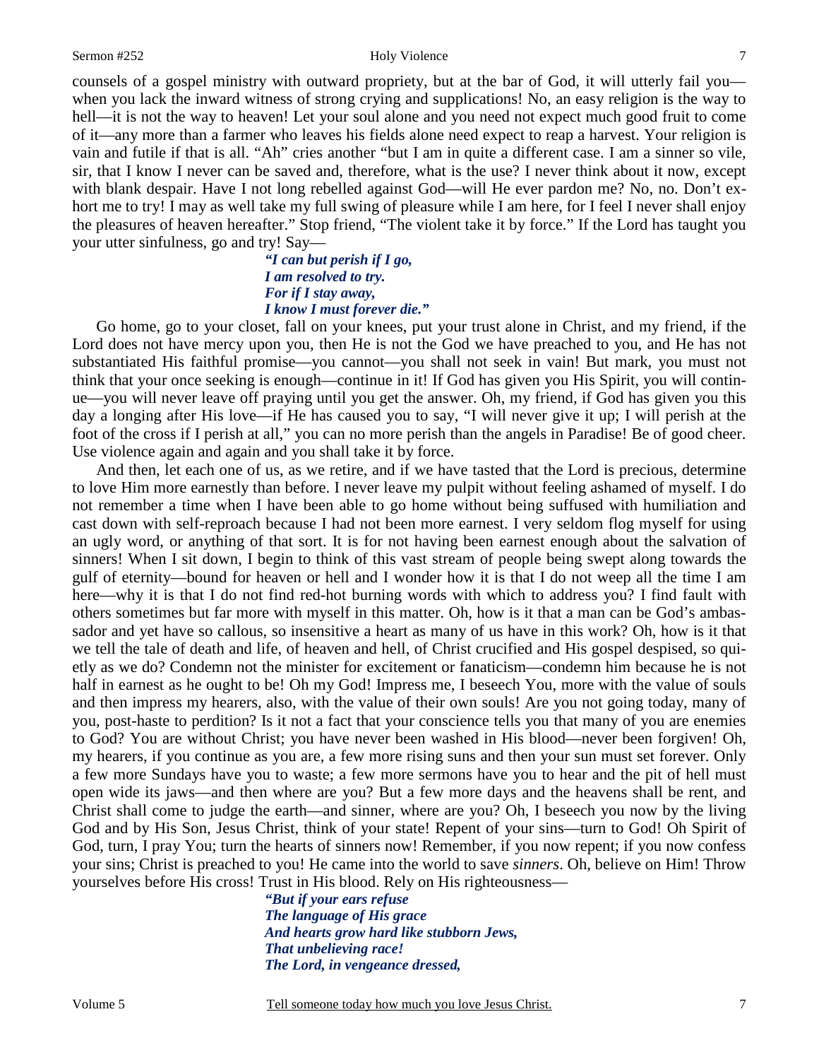counsels of a gospel ministry with outward propriety, but at the bar of God, it will utterly fail you—when you lack the inward witness of strong crying and supplications! No, an easy religion is the way to hell—it is not the way to heaven! Let your soul alone and you need not expect much good fruit to come of it—any more than a farmer who leaves his fields alone need expect to reap a harvest. Your religion is vain and futile if that is all. "Ah" cries another "but I am in quite a different case. I am a sinner so vile, sir, that I know I never can be saved and, therefore, what is the use? I never think about it now, except with blank despair. Have I not long rebelled against God—will He ever pardon me? No, no. Don't exhort me to try! I may as well take my full swing of pleasure while I am here, for I feel I never shall enjoy the pleasures of heaven hereafter." Stop friend, "The violent take it by force." If the Lord has taught you your utter sinfulness, go and try! Say—

> ***"I can but perish if I go,***
> ***I am resolved to try.***
> ***For if I stay away,***
> ***I know I must forever die."***

Go home, go to your closet, fall on your knees, put your trust alone in Christ, and my friend, if the Lord does not have mercy upon you, then He is not the God we have preached to you, and He has not substantiated His faithful promise—you cannot—you shall not seek in vain! But mark, you must not think that your once seeking is enough—continue in it! If God has given you His Spirit, you will continue—you will never leave off praying until you get the answer. Oh, my friend, if God has given you this day a longing after His love—if He has caused you to say, "I will never give it up; I will perish at the foot of the cross if I perish at all," you can no more perish than the angels in Paradise! Be of good cheer. Use violence again and again and you shall take it by force.

And then, let each one of us, as we retire, and if we have tasted that the Lord is precious, determine to love Him more earnestly than before. I never leave my pulpit without feeling ashamed of myself. I do not remember a time when I have been able to go home without being suffused with humiliation and cast down with self-reproach because I had not been more earnest. I very seldom flog myself for using an ugly word, or anything of that sort. It is for not having been earnest enough about the salvation of sinners! When I sit down, I begin to think of this vast stream of people being swept along towards the gulf of eternity—bound for heaven or hell and I wonder how it is that I do not weep all the time I am here—why it is that I do not find red-hot burning words with which to address you? I find fault with others sometimes but far more with myself in this matter. Oh, how is it that a man can be God's ambassador and yet have so callous, so insensitive a heart as many of us have in this work? Oh, how is it that we tell the tale of death and life, of heaven and hell, of Christ crucified and His gospel despised, so quietly as we do? Condemn not the minister for excitement or fanaticism—condemn him because he is not half in earnest as he ought to be! Oh my God! Impress me, I beseech You, more with the value of souls and then impress my hearers, also, with the value of their own souls! Are you not going today, many of you, post-haste to perdition? Is it not a fact that your conscience tells you that many of you are enemies to God? You are without Christ; you have never been washed in His blood—never been forgiven! Oh, my hearers, if you continue as you are, a few more rising suns and then your sun must set forever. Only a few more Sundays have you to waste; a few more sermons have you to hear and the pit of hell must open wide its jaws—and then where are you? But a few more days and the heavens shall be rent, and Christ shall come to judge the earth—and sinner, where are you? Oh, I beseech you now by the living God and by His Son, Jesus Christ, think of your state! Repent of your sins—turn to God! Oh Spirit of God, turn, I pray You; turn the hearts of sinners now! Remember, if you now repent; if you now confess your sins; Christ is preached to you! He came into the world to save *sinners*. Oh, believe on Him! Throw yourselves before His cross! Trust in His blood. Rely on His righteousness—

> ***"But if your ears refuse***
> ***The language of His grace***
> ***And hearts grow hard like stubborn Jews,***
> ***That unbelieving race!***
> ***The Lord, in vengeance dressed,***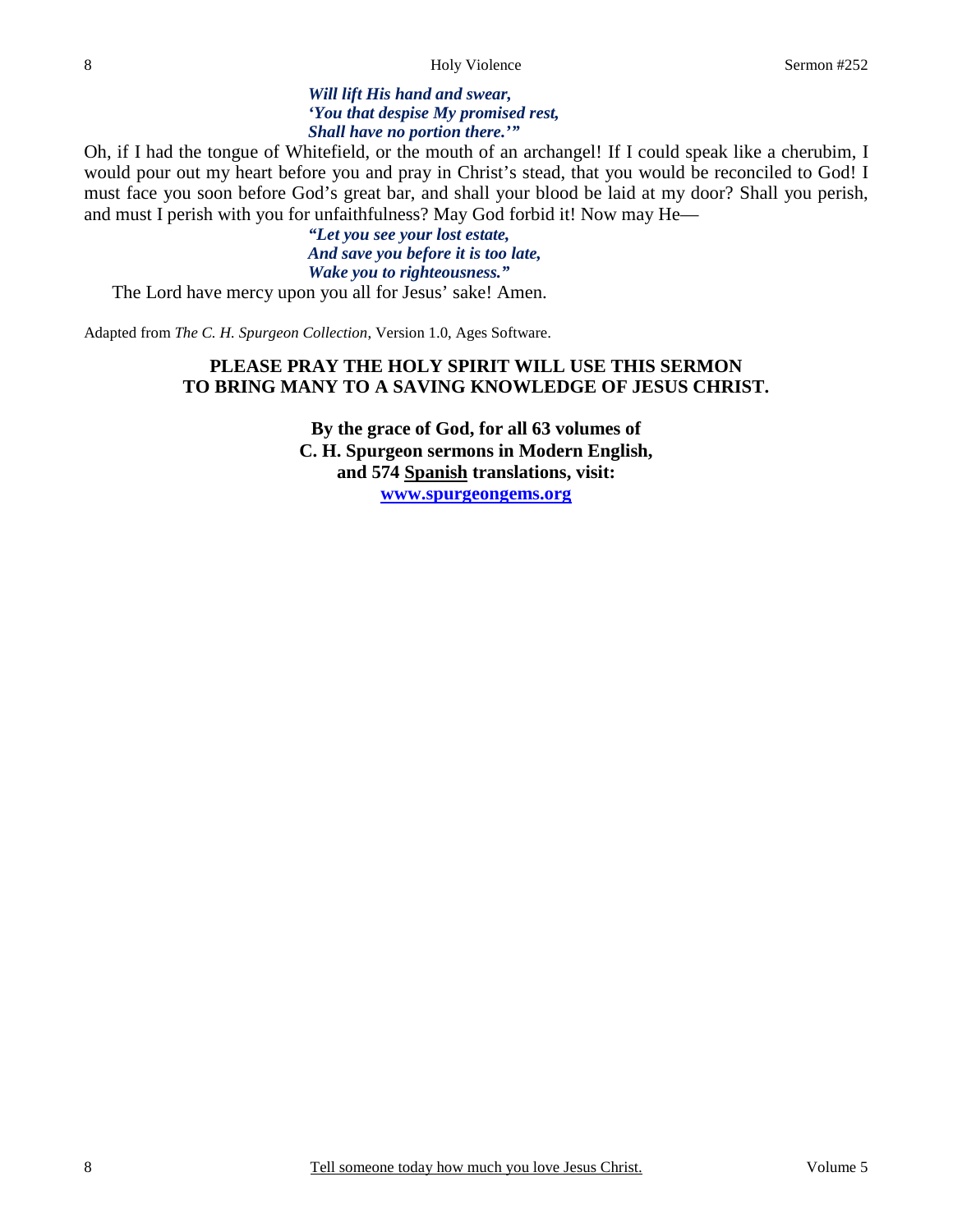*Will lift His hand and swear,*
*'You that despise My promised rest,*
*Shall have no portion there.'"*

Oh, if I had the tongue of Whitefield, or the mouth of an archangel! If I could speak like a cherubim, I would pour out my heart before you and pray in Christ's stead, that you would be reconciled to God! I must face you soon before God's great bar, and shall your blood be laid at my door? Shall you perish, and must I perish with you for unfaithfulness? May God forbid it! Now may He—

*"Let you see your lost estate,*
*And save you before it is too late,*
*Wake you to righteousness."*

The Lord have mercy upon you all for Jesus' sake! Amen.

Adapted from *The C. H. Spurgeon Collection*, Version 1.0, Ages Software.

**PLEASE PRAY THE HOLY SPIRIT WILL USE THIS SERMON TO BRING MANY TO A SAVING KNOWLEDGE OF JESUS CHRIST.**

**By the grace of God, for all 63 volumes of C. H. Spurgeon sermons in Modern English, and 574 Spanish translations, visit: www.spurgeongems.org**

Tell someone today how much you love Jesus Christ.